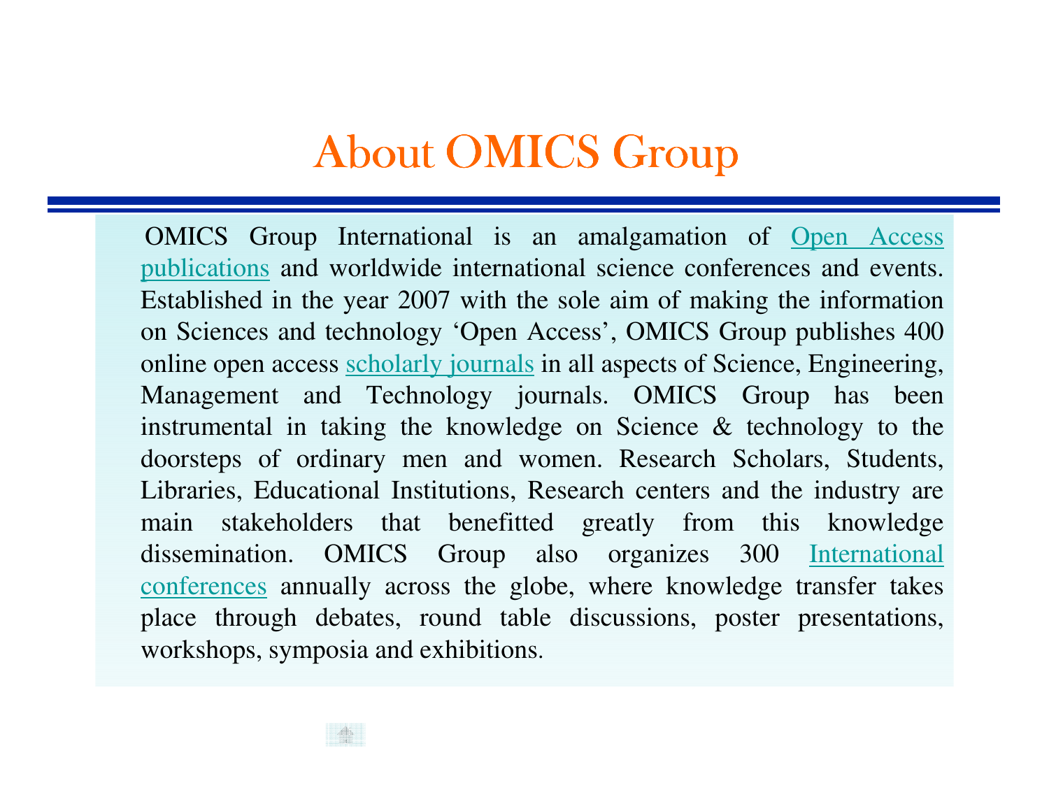# About OMICS Group

OMICS Group International is an amalgamation of Open Access publications and worldwide international science conferences and events. Established in the year 2007 with the sole aim of making the information on Sciences and technology 'Open Access', OMICS Group publishes 400 online open access scholarly journals in all aspects of Science, Engineering, Management and Technology journals. OMICS Group has been instrumental in taking the knowledge on Science & technology to the doorsteps of ordinary men and women. Research Scholars, Students, Libraries, Educational Institutions, Research centers and the industry are main stakeholders that benefitted greatly from this knowledge dissemination. OMICS Group also organizes 300 International conferences annually across the globe, where knowledge transfer takes place through debates, round table discussions, poster presentations, workshops, symposia and exhibitions.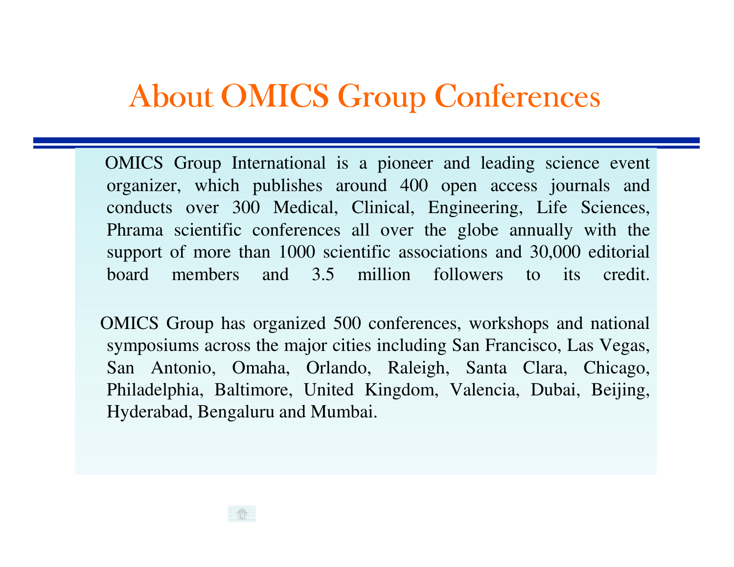# About OMICS Group Conferences

OMICS Group International is a pioneer and leading science event organizer, which publishes around 400 open access journals and conducts over 300 Medical, Clinical, Engineering, Life Sciences, Phrama scientific conferences all over the globe annually with the support of more than 1000 scientific associations and 30,000 editorial board members and 3.5 million followers to its credit.

OMICS Group has organized 500 conferences, workshops and national symposiums across the major cities including San Francisco, Las Vegas, San Antonio, Omaha, Orlando, Raleigh, Santa Clara, Chicago, Philadelphia, Baltimore, United Kingdom, Valencia, Dubai, Beijing, Hyderabad, Bengaluru and Mumbai.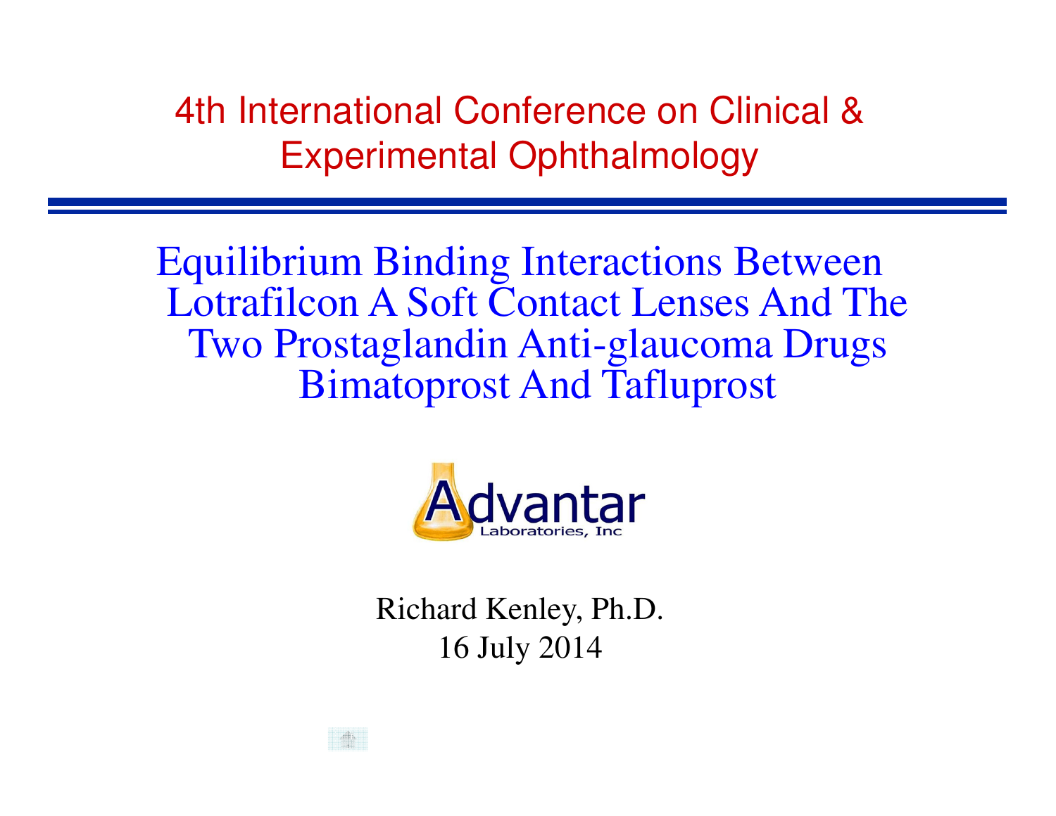4th International Conference on Clinical & Experimental Ophthalmology

# Equilibrium Binding Interactions Between Lotrafilcon A Soft Contact Lenses And The Two Prostaglandin Anti-glaucoma Drugs Bimatoprost And Tafluprost

Advantar Laboratories, Inc

Richard Kenley, Ph.D.

16 July 2014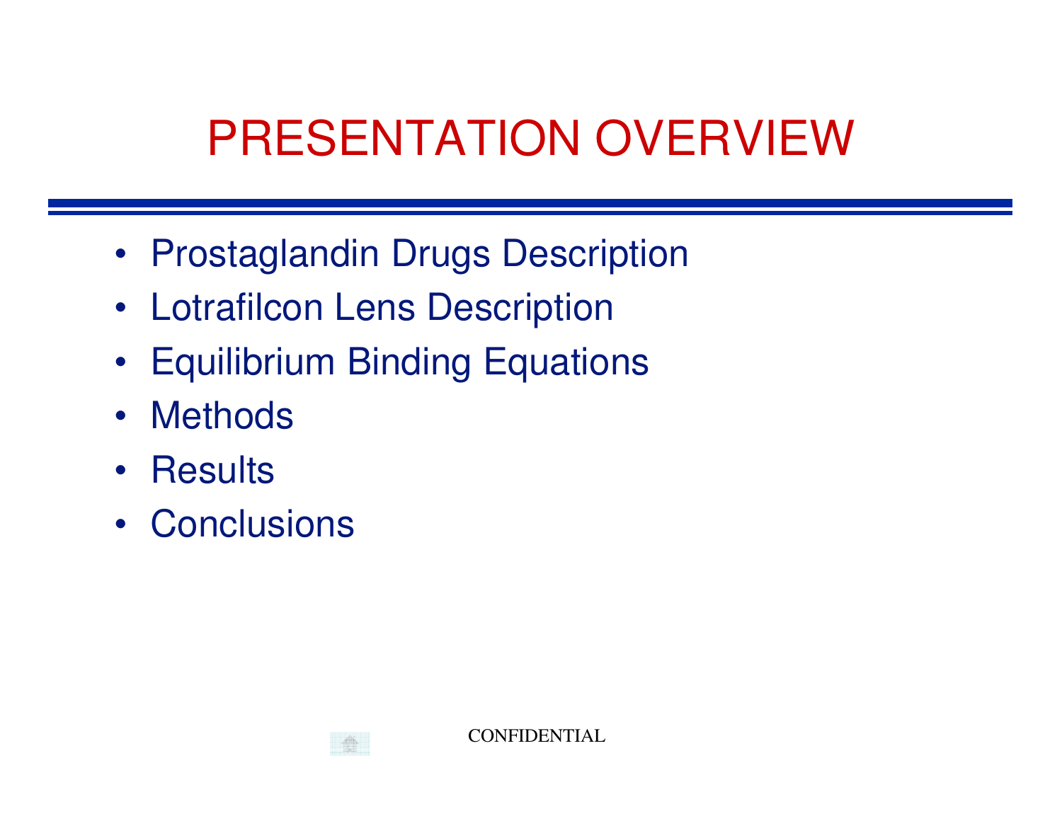# PRESENTATION OVERVIEW

- Prostaglandin Drugs Description
- Lotrafilcon Lens Description
- Equilibrium Binding Equations
- Methods
- Results
- Conclusions

CONFIDENTIAL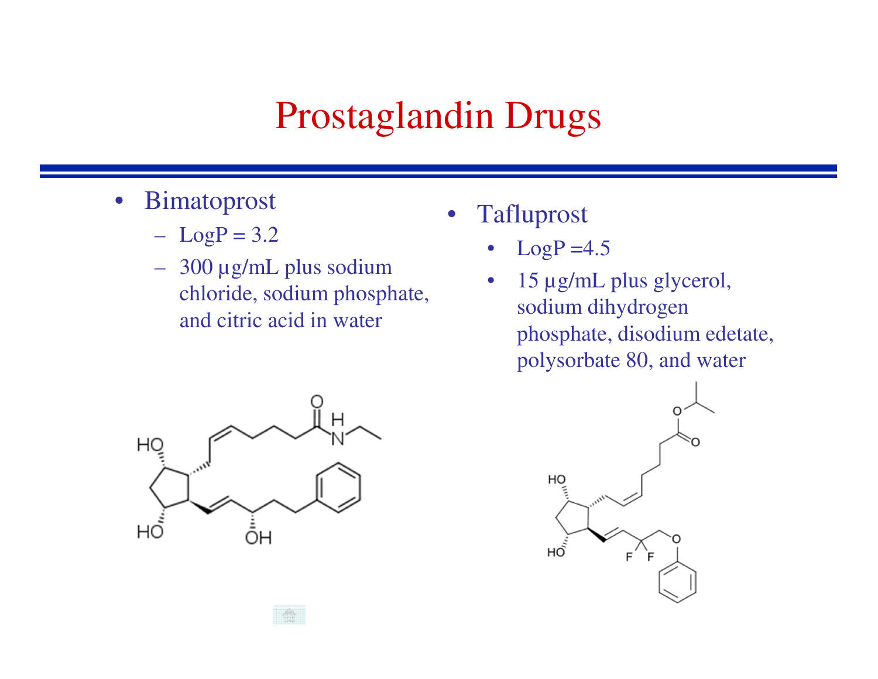# Prostaglandin Drugs

- Bimatoprost
  - LogP = 3.2
  - 300 µg/mL plus sodium chloride, sodium phosphate, and citric acid in water

- Tafluprost
  - LogP =4.5
  - 15 µg/mL plus glycerol, sodium dihydrogen phosphate, disodium edetate, polysorbate 80, and water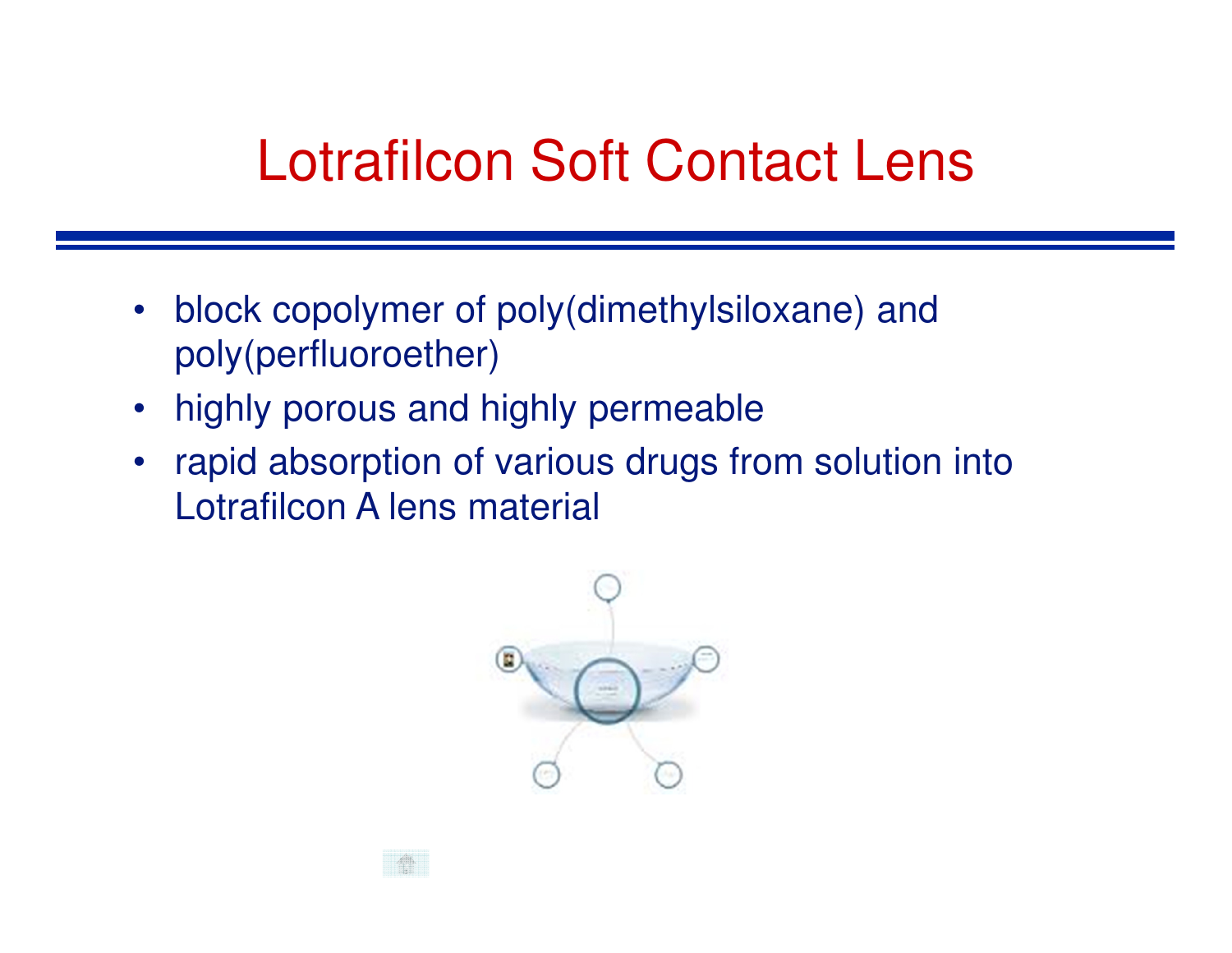# Lotrafilcon Soft Contact Lens

- block copolymer of poly(dimethylsiloxane) and poly(perfluoroether)
- highly porous and highly permeable
- rapid absorption of various drugs from solution into Lotrafilcon A lens material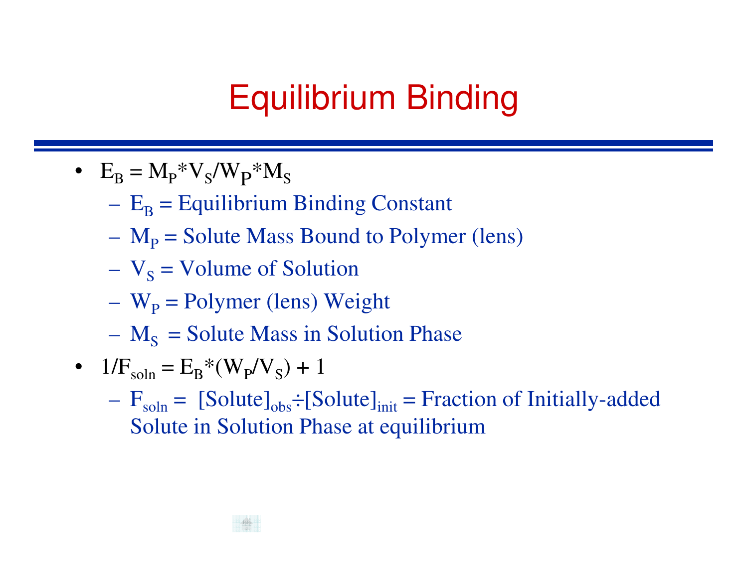# Equilibrium Binding

- $E_B = M_P * V_S / W_P * M_S$
  - $E_B$ = Equilibrium Binding Constant
  - $M_P$ = Solute Mass Bound to Polymer (lens)
  - $V_S$ = Volume of Solution
  - $W_P$ = Polymer (lens) Weight
  - $M_S$ = Solute Mass in Solution Phase
- $1/F_{soln} = E_B * (W_P / V_S) + 1$
  - $F_{soln} = [Solute]_{obs} \div [Solute]_{init}$ = Fraction of Initially-added Solute in Solution Phase at equilibrium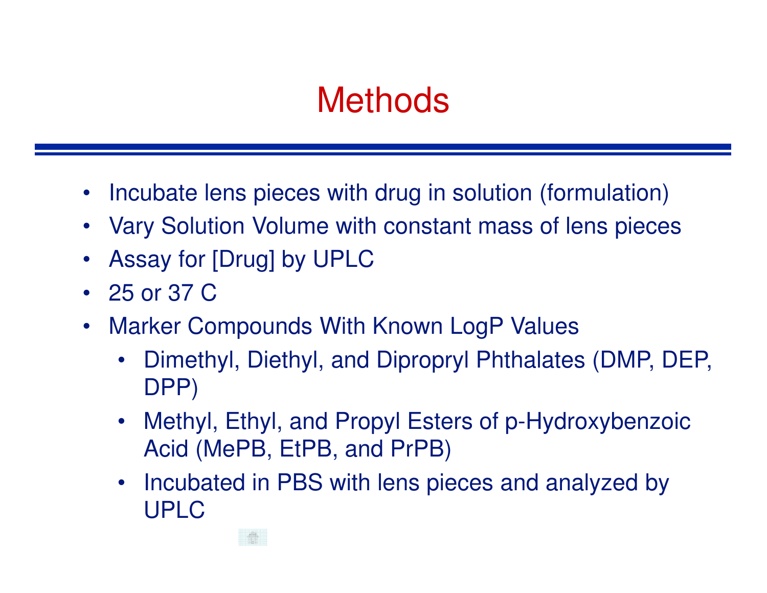# Methods

- Incubate lens pieces with drug in solution (formulation)
- Vary Solution Volume with constant mass of lens pieces
- Assay for [Drug] by UPLC
- 25 or 37 C
- Marker Compounds With Known LogP Values
  - Dimethyl, Diethyl, and Dipropryl Phthalates (DMP, DEP, DPP)
  - Methyl, Ethyl, and Propyl Esters of p-Hydroxybenzoic Acid (MePB, EtPB, and PrPB)
  - Incubated in PBS with lens pieces and analyzed by UPLC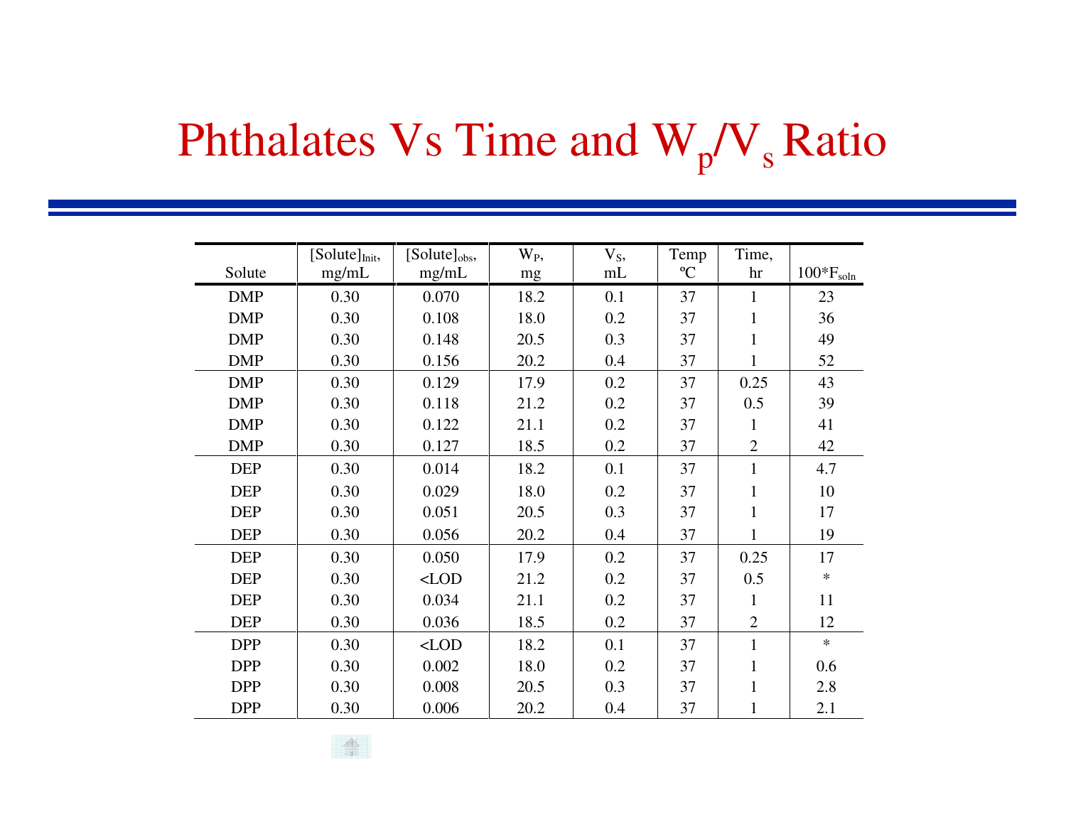# Phthalates Vs Time and $W_p/V_s$ Ratio

| Solute | $[Solute]_{Init}$, mg/mL | $[Solute]_{obs}$, mg/mL | $W_P$, mg | $V_S$, mL | Temp ºC | Time, hr | $100*F_{soln}$ |
|---|---|---|---|---|---|---|---|
| DMP | 0.30 | 0.070 | 18.2 | 0.1 | 37 | 1 | 23 |
| DMP | 0.30 | 0.108 | 18.0 | 0.2 | 37 | 1 | 36 |
| DMP | 0.30 | 0.148 | 20.5 | 0.3 | 37 | 1 | 49 |
| DMP | 0.30 | 0.156 | 20.2 | 0.4 | 37 | 1 | 52 |
| DMP | 0.30 | 0.129 | 17.9 | 0.2 | 37 | 0.25 | 43 |
| DMP | 0.30 | 0.118 | 21.2 | 0.2 | 37 | 0.5 | 39 |
| DMP | 0.30 | 0.122 | 21.1 | 0.2 | 37 | 1 | 41 |
| DMP | 0.30 | 0.127 | 18.5 | 0.2 | 37 | 2 | 42 |
| DEP | 0.30 | 0.014 | 18.2 | 0.1 | 37 | 1 | 4.7 |
| DEP | 0.30 | 0.029 | 18.0 | 0.2 | 37 | 1 | 10 |
| DEP | 0.30 | 0.051 | 20.5 | 0.3 | 37 | 1 | 17 |
| DEP | 0.30 | 0.056 | 20.2 | 0.4 | 37 | 1 | 19 |
| DEP | 0.30 | 0.050 | 17.9 | 0.2 | 37 | 0.25 | 17 |
| DEP | 0.30 | <LOD | 21.2 | 0.2 | 37 | 0.5 | * |
| DEP | 0.30 | 0.034 | 21.1 | 0.2 | 37 | 1 | 11 |
| DEP | 0.30 | 0.036 | 18.5 | 0.2 | 37 | 2 | 12 |
| DPP | 0.30 | <LOD | 18.2 | 0.1 | 37 | 1 | * |
| DPP | 0.30 | 0.002 | 18.0 | 0.2 | 37 | 1 | 0.6 |
| DPP | 0.30 | 0.008 | 20.5 | 0.3 | 37 | 1 | 2.8 |
| DPP | 0.30 | 0.006 | 20.2 | 0.4 | 37 | 1 | 2.1 |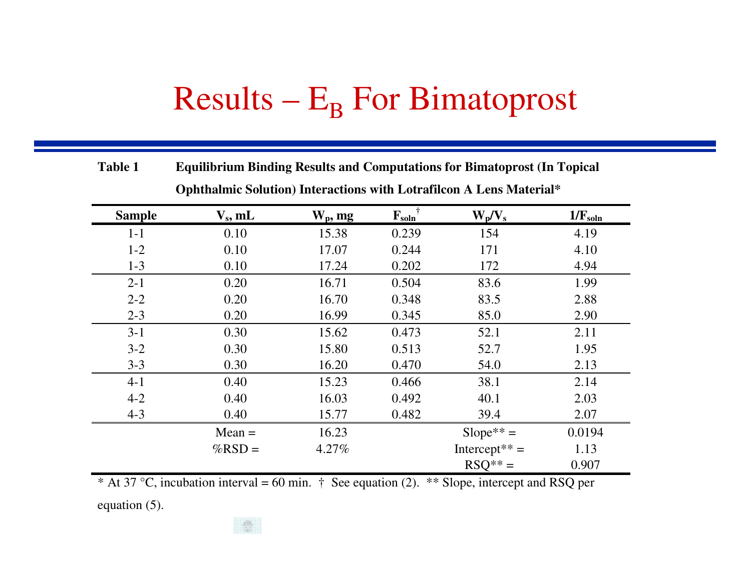# Results – $E_B$ For Bimatoprost

**Table 1 Equilibrium Binding Results and Computations for Bimatoprost (In Topical Ophthalmic Solution) Interactions with Lotrafilcon A Lens Material***

| Sample | $V_s$, mL | $W_p$, mg | $F_{soln}$ † | $W_p/V_s$ | $1/F_{soln}$ |
|---|---|---|---|---|---|
| 1-1 | 0.10 | 15.38 | 0.239 | 154 | 4.19 |
| 1-2 | 0.10 | 17.07 | 0.244 | 171 | 4.10 |
| 1-3 | 0.10 | 17.24 | 0.202 | 172 | 4.94 |
| 2-1 | 0.20 | 16.71 | 0.504 | 83.6 | 1.99 |
| 2-2 | 0.20 | 16.70 | 0.348 | 83.5 | 2.88 |
| 2-3 | 0.20 | 16.99 | 0.345 | 85.0 | 2.90 |
| 3-1 | 0.30 | 15.62 | 0.473 | 52.1 | 2.11 |
| 3-2 | 0.30 | 15.80 | 0.513 | 52.7 | 1.95 |
| 3-3 | 0.30 | 16.20 | 0.470 | 54.0 | 2.13 |
| 4-1 | 0.40 | 15.23 | 0.466 | 38.1 | 2.14 |
| 4-2 | 0.40 | 16.03 | 0.492 | 40.1 | 2.03 |
| 4-3 | 0.40 | 15.77 | 0.482 | 39.4 | 2.07 |
| | Mean = | 16.23 | | Slope** = | 0.0194 |
| | %RSD = | 4.27% | | Intercept** = | 1.13 |
| | | | | RSQ** = | 0.907 |

* At 37 °C, incubation interval = 60 min. † See equation (2). ** Slope, intercept and RSQ per equation (5).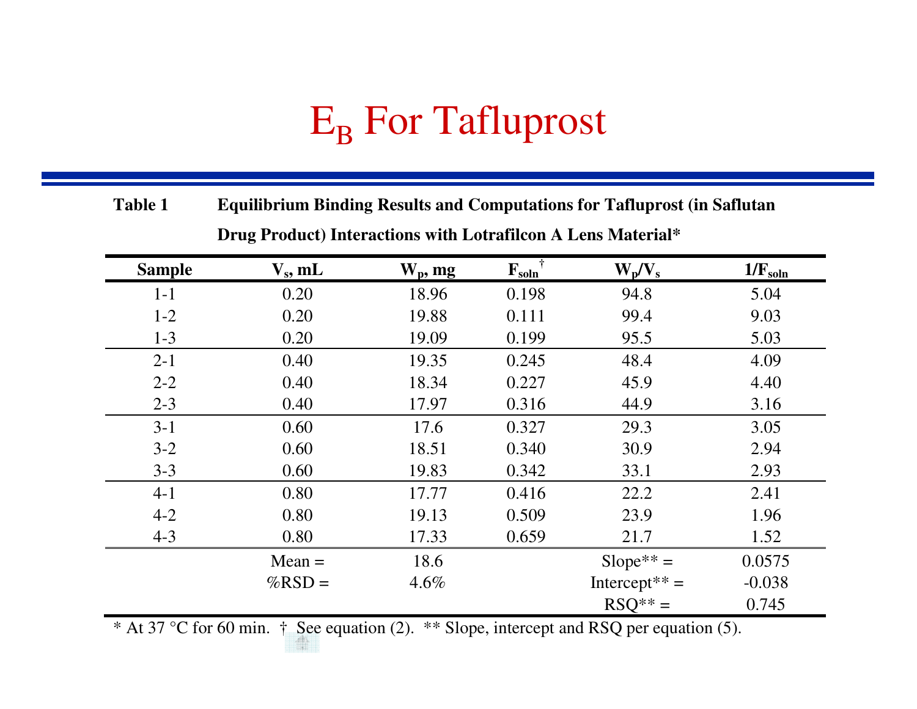# $E_B$ For Tafluprost

**Table 1 Equilibrium Binding Results and Computations for Tafluprost (in Saflutan Drug Product) Interactions with Lotrafilcon A Lens Material***

| Sample | $V_s$, mL | $W_p$, mg | $F_{soln}$ † | $W_p/V_s$ | $1/F_{soln}$ |
|---|---|---|---|---|---|
| 1-1 | 0.20 | 18.96 | 0.198 | 94.8 | 5.04 |
| 1-2 | 0.20 | 19.88 | 0.111 | 99.4 | 9.03 |
| 1-3 | 0.20 | 19.09 | 0.199 | 95.5 | 5.03 |
| 2-1 | 0.40 | 19.35 | 0.245 | 48.4 | 4.09 |
| 2-2 | 0.40 | 18.34 | 0.227 | 45.9 | 4.40 |
| 2-3 | 0.40 | 17.97 | 0.316 | 44.9 | 3.16 |
| 3-1 | 0.60 | 17.6 | 0.327 | 29.3 | 3.05 |
| 3-2 | 0.60 | 18.51 | 0.340 | 30.9 | 2.94 |
| 3-3 | 0.60 | 19.83 | 0.342 | 33.1 | 2.93 |
| 4-1 | 0.80 | 17.77 | 0.416 | 22.2 | 2.41 |
| 4-2 | 0.80 | 19.13 | 0.509 | 23.9 | 1.96 |
| 4-3 | 0.80 | 17.33 | 0.659 | 21.7 | 1.52 |
| | Mean = | 18.6 | | Slope** = | 0.0575 |
| | %RSD = | 4.6% | | Intercept** = | -0.038 |
| | | | | RSQ** = | 0.745 |

* At 37 °C for 60 min. † See equation (2). ** Slope, intercept and RSQ per equation (5).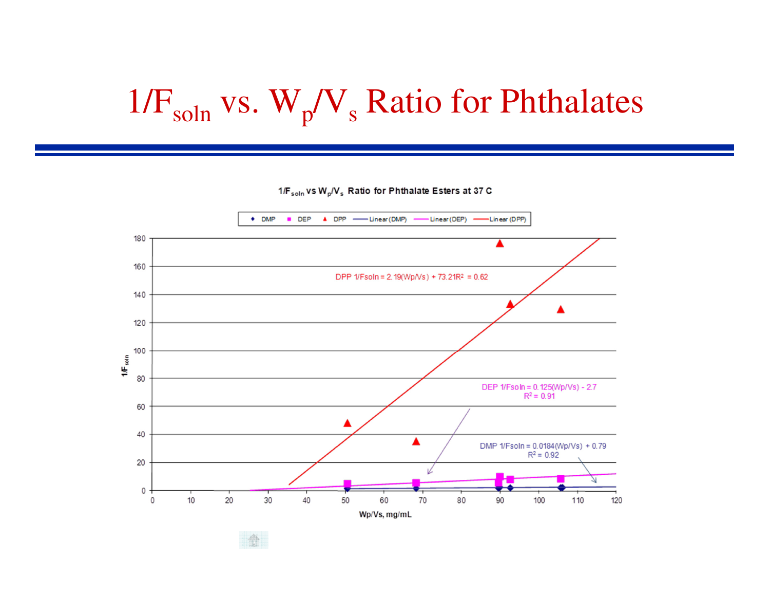# $1/F_{soln}$ vs. $W_p/V_s$ Ratio for Phthalates

**$1/F_{soln}$ vs $W_p/V_s$ Ratio for Phthalate Esters at 37 C**

Legend: DMP, DEP, DPP, Linear (DMP), Linear (DEP), Linear (DPP)

DPP $1/Fsoln = 2.19(Wp/Vs) + 73.21$ $R^2 = 0.62$

DEP $1/Fsoln = 0.125(Wp/Vs) - 2.7$
$R^2 = 0.91$

DMP $1/Fsoln = 0.0184(Wp/Vs) + 0.79$
$R^2 = 0.92$

Y-axis: $1/F_{soln}$ (0–180)

X-axis: Wp/Vs, mg/mL (0–120)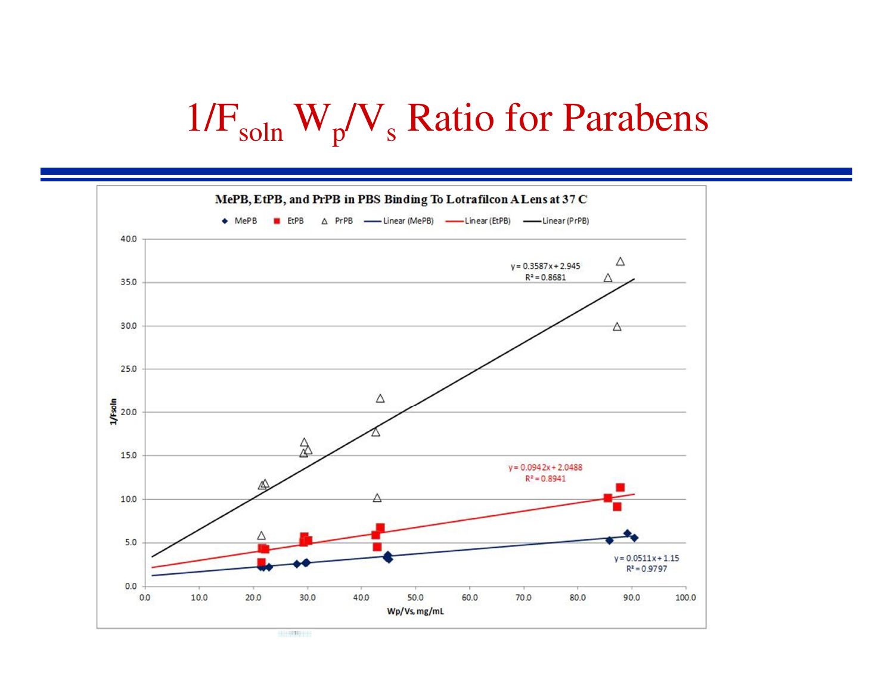# $1/F_{soln}$ $W_p/V_s$ Ratio for Parabens

**MePB, EtPB, and PrPB in PBS Binding To Lotrafilcon A Lens at 37 C**

Legend: MePB, EtPB, PrPB, Linear (MePB), Linear (EtPB), Linear (PrPB)

- PrPB: $y = 0.3587x + 2.945$, $R^2 = 0.8681$
- EtPB: $y = 0.0942x + 2.0488$, $R^2 = 0.8941$
- MePB: $y = 0.0511x + 1.15$, $R^2 = 0.9797$

Y-axis: 1/fsoln (0.0 – 40.0)

X-axis: Wp/Vs, mg/mL (0.0 – 100.0)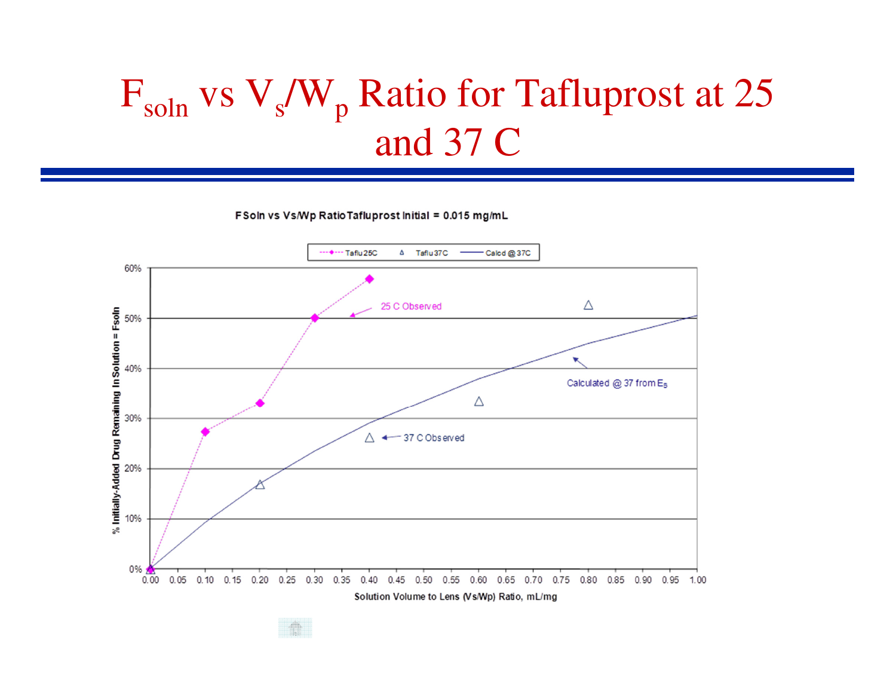# $F_{soln}$ vs $V_s/W_p$ Ratio for Tafluprost at 25 and 37 C

FSoln vs Vs/Wp Ratio Tafluprost Initial = 0.015 mg/mL

Legend: Taflu 25C; Taflu 37C; Calcd @ 37C

Y-axis: % Initially-Added Drug Remaining In Solution = Fsoln (0% – 60%)

X-axis: Solution Volume to Lens (Vs/Wp) Ratio, mL/mg (0.00 – 1.00)

Annotations: 25 C Observed; Calculated @ 37 from $E_B$; 37 C Observed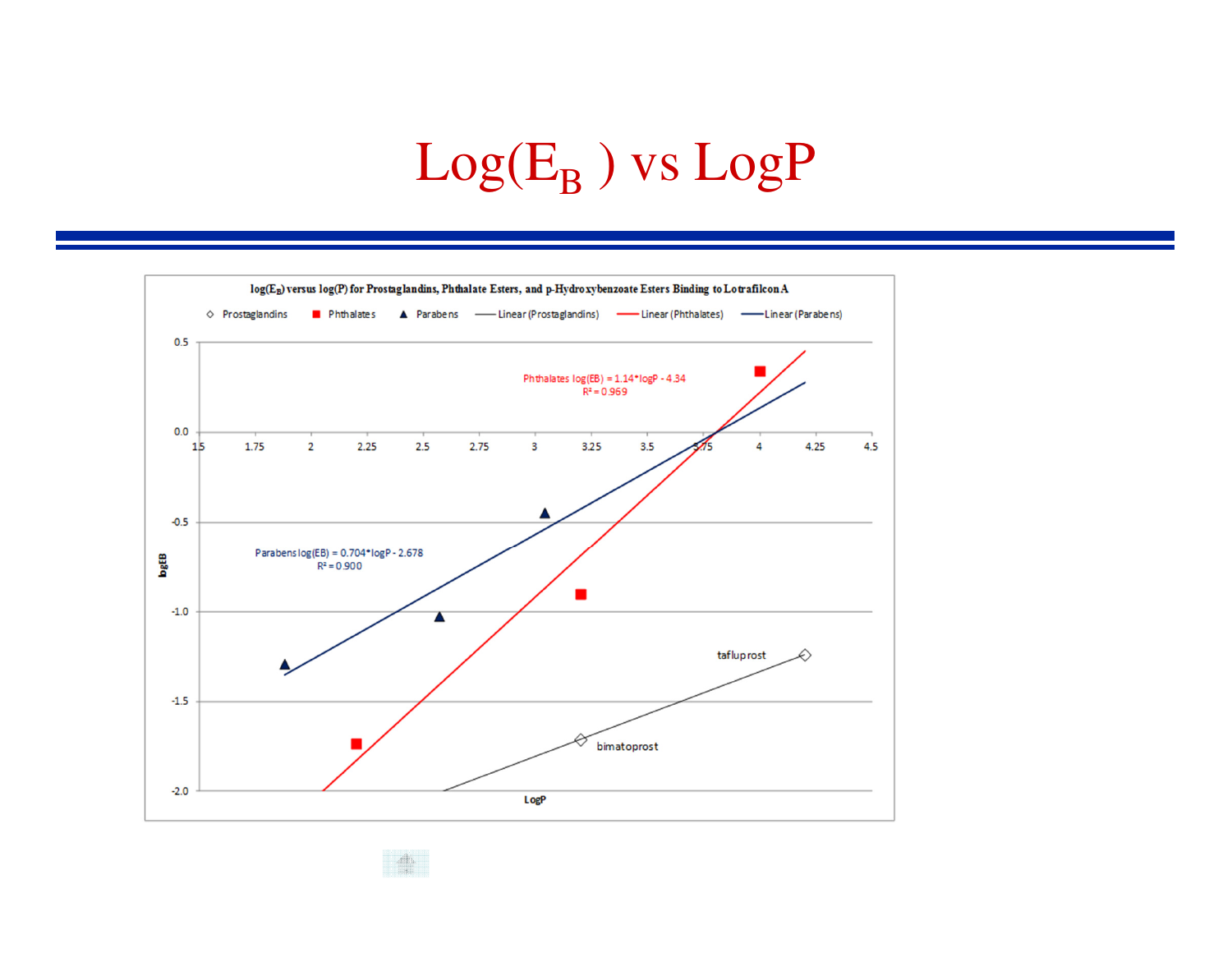# $Log(E_B)$ vs LogP

**log($E_B$) versus log(P) for Prostaglandins, Phthalate Esters, and p-Hydroxybenzoate Esters Binding to Lotrafilcon A**

Legend: ◇ Prostaglandins ■ Phthalates ▲ Parabens — Linear (Prostaglandins) — Linear (Phthalates) — Linear (Parabens)

Phthalates log(EB) = 1.14*logP - 4.34
$R^2$ = 0.969

Parabens log(EB) = 0.704*logP - 2.678
$R^2$ = 0.900

tafluprost

bimatoprost

y-axis: logEB (−2.0 to 0.5)

x-axis: LogP (1.5 to 4.5)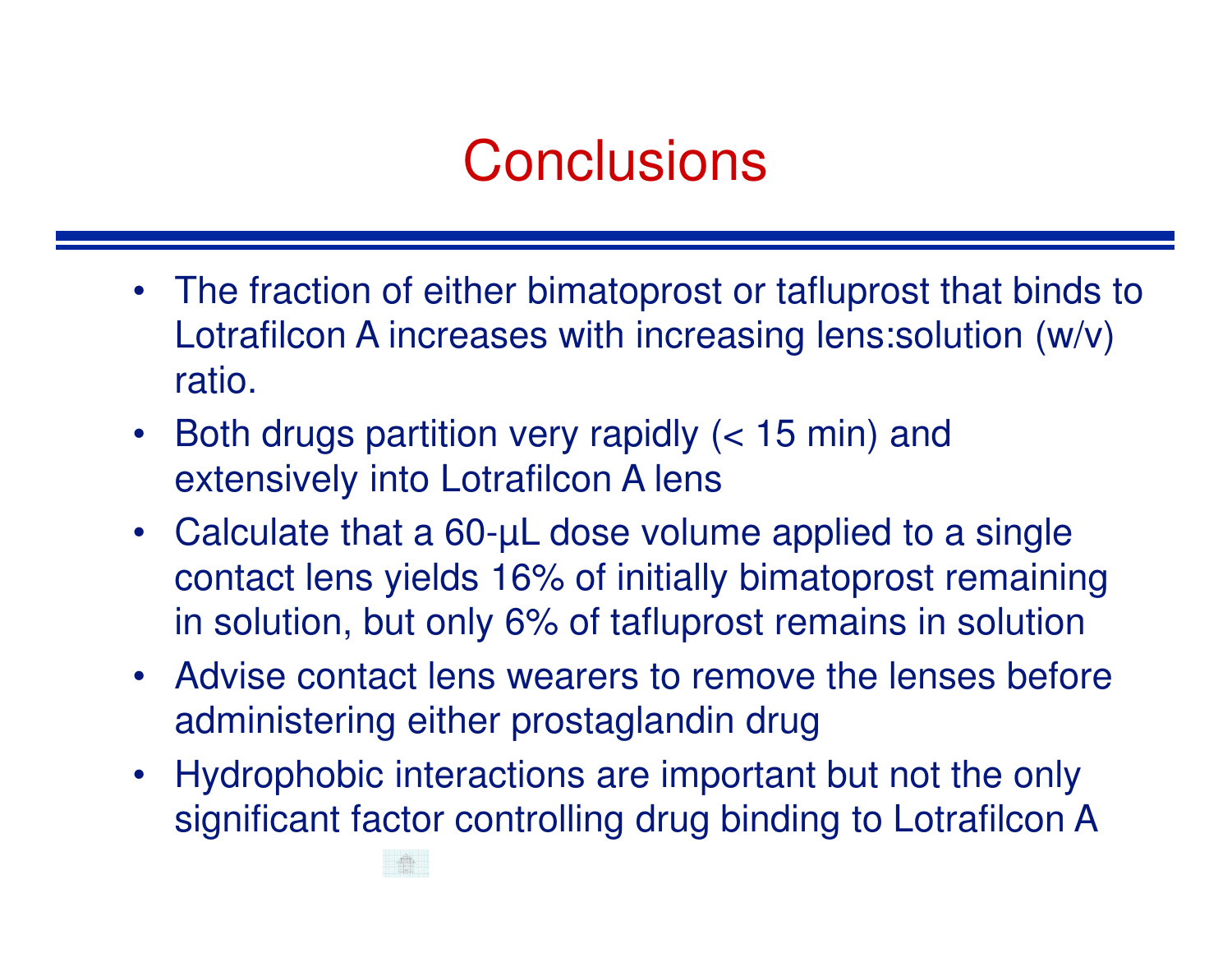# Conclusions

- The fraction of either bimatoprost or tafluprost that binds to Lotrafilcon A increases with increasing lens:solution (w/v) ratio.
- Both drugs partition very rapidly (< 15 min) and extensively into Lotrafilcon A lens
- Calculate that a 60-µL dose volume applied to a single contact lens yields 16% of initially bimatoprost remaining in solution, but only 6% of tafluprost remains in solution
- Advise contact lens wearers to remove the lenses before administering either prostaglandin drug
- Hydrophobic interactions are important but not the only significant factor controlling drug binding to Lotrafilcon A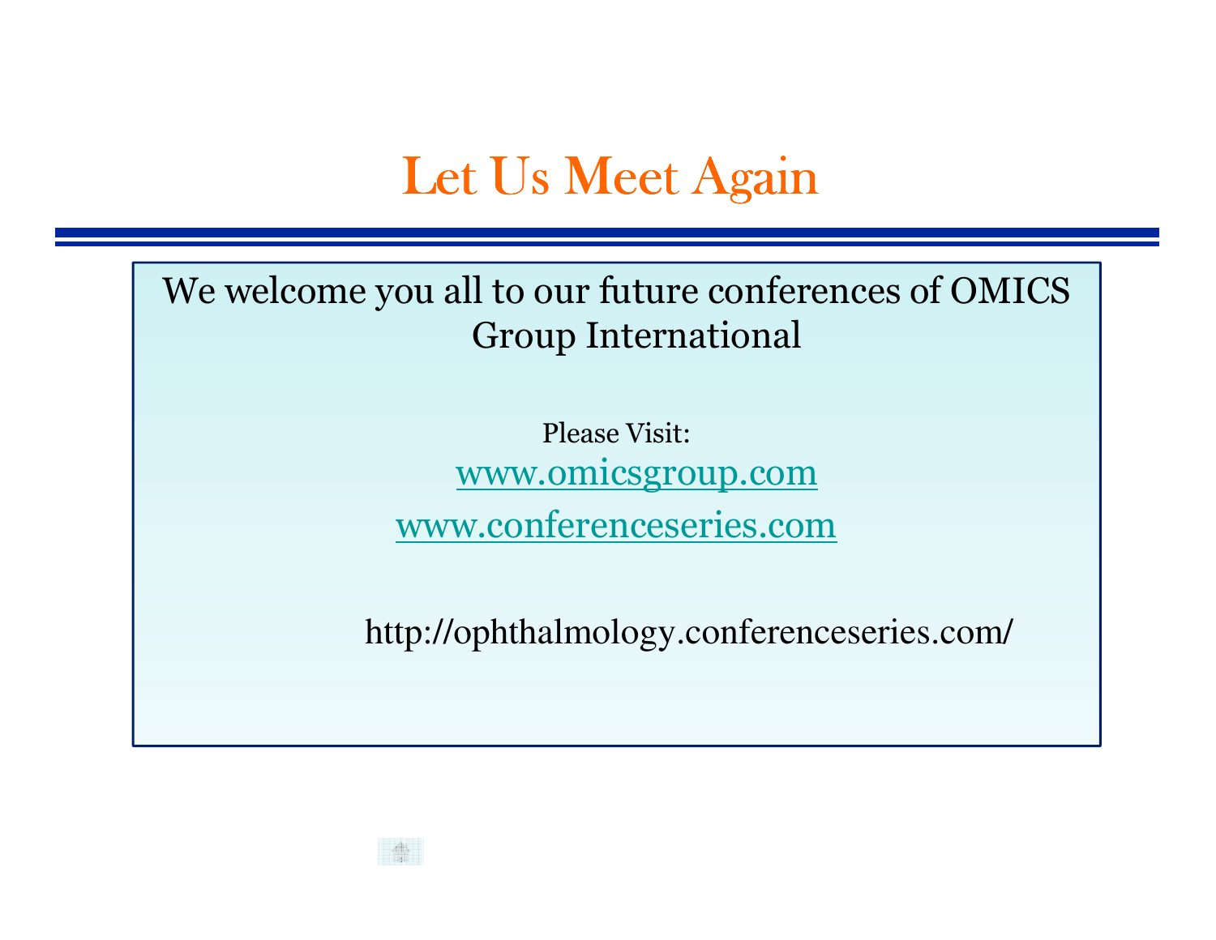# Let Us Meet Again

We welcome you all to our future conferences of OMICS Group International

Please Visit:

www.omicsgroup.com

www.conferenceseries.com

http://ophthalmology.conferenceseries.com/